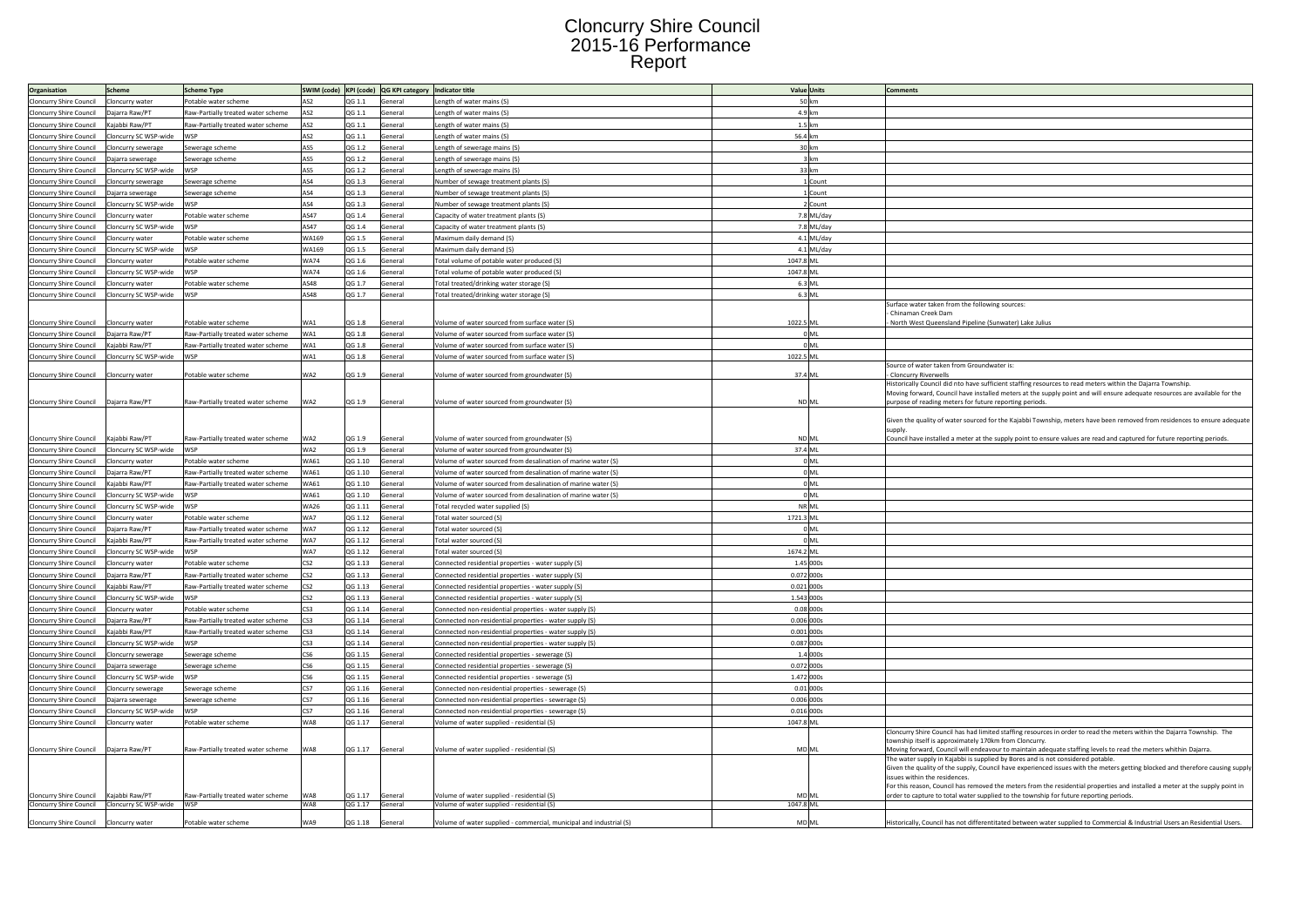# Cloncurry Shire Council 2015-16 Performance Report

| Organisation | Scheme | Scheme Type | SWIM (code) | KPI (code) | QG KPI category | Indicator title | Value | Units | Comments |
|---|---|---|---|---|---|---|---|---|---|
| Cloncurry Shire Council | Cloncurry water | Potable water scheme | AS2 | QG 1.1 | General | Length of water mains (S) | 50 | km | |
| Cloncurry Shire Council | Dajarra Raw/PT | Raw-Partially treated water scheme | AS2 | QG 1.1 | General | Length of water mains (S) | 4.9 | km | |
| Cloncurry Shire Council | Kajabbi Raw/PT | Raw-Partially treated water scheme | AS2 | QG 1.1 | General | Length of water mains (S) | 1.5 | km | |
| Cloncurry Shire Council | Cloncurry SC WSP-wide | WSP | AS2 | QG 1.1 | General | Length of water mains (S) | 56.4 | km | |
| Cloncurry Shire Council | Cloncurry sewerage | Sewerage scheme | AS5 | QG 1.2 | General | Length of sewerage mains (S) | 30 | km | |
| Cloncurry Shire Council | Dajarra sewerage | Sewerage scheme | AS5 | QG 1.2 | General | Length of sewerage mains (S) | 3 | km | |
| Cloncurry Shire Council | Cloncurry SC WSP-wide | WSP | AS5 | QG 1.2 | General | Length of sewerage mains (S) | 33 | km | |
| Cloncurry Shire Council | Cloncurry sewerage | Sewerage scheme | AS4 | QG 1.3 | General | Number of sewage treatment plants (S) | 1 | Count | |
| Cloncurry Shire Council | Dajarra sewerage | Sewerage scheme | AS4 | QG 1.3 | General | Number of sewage treatment plants (S) | 1 | Count | |
| Cloncurry Shire Council | Cloncurry SC WSP-wide | WSP | AS4 | QG 1.3 | General | Number of sewage treatment plants (S) | 2 | Count | |
| Cloncurry Shire Council | Cloncurry water | Potable water scheme | AS47 | QG 1.4 | General | Capacity of water treatment plants (S) | 7.8 | ML/day | |
| Cloncurry Shire Council | Cloncurry SC WSP-wide | WSP | AS47 | QG 1.4 | General | Capacity of water treatment plants (S) | 7.8 | ML/day | |
| Cloncurry Shire Council | Cloncurry water | Potable water scheme | WA169 | QG 1.5 | General | Maximum daily demand (S) | 4.1 | ML/day | |
| Cloncurry Shire Council | Cloncurry SC WSP-wide | WSP | WA169 | QG 1.5 | General | Maximum daily demand (S) | 4.1 | ML/day | |
| Cloncurry Shire Council | Cloncurry water | Potable water scheme | WA74 | QG 1.6 | General | Total volume of potable water produced (S) | 1047.8 | ML | |
| Cloncurry Shire Council | Cloncurry SC WSP-wide | WSP | WA74 | QG 1.6 | General | Total volume of potable water produced (S) | 1047.8 | ML | |
| Cloncurry Shire Council | Cloncurry water | Potable water scheme | AS48 | QG 1.7 | General | Total treated/drinking water storage (S) | 6.3 | ML | |
| Cloncurry Shire Council | Cloncurry SC WSP-wide | WSP | AS48 | QG 1.7 | General | Total treated/drinking water storage (S) | 6.3 | ML | |
| Cloncurry Shire Council | Cloncurry water | Potable water scheme | WA1 | QG 1.8 | General | Volume of water sourced from surface water (S) | 1022.5 | ML | Surface water taken from the following sources: - Chinaman Creek Dam - North West Queensland Pipeline (Sunwater) Lake Julius |
| Cloncurry Shire Council | Dajarra Raw/PT | Raw-Partially treated water scheme | WA1 | QG 1.8 | General | Volume of water sourced from surface water (S) | 0 | ML | |
| Cloncurry Shire Council | Kajabbi Raw/PT | Raw-Partially treated water scheme | WA1 | QG 1.8 | General | Volume of water sourced from surface water (S) | 0 | ML | |
| Cloncurry Shire Council | Cloncurry SC WSP-wide | WSP | WA1 | QG 1.8 | General | Volume of water sourced from surface water (S) | 1022.5 | ML | |
| Cloncurry Shire Council | Cloncurry water | Potable water scheme | WA2 | QG 1.9 | General | Volume of water sourced from groundwater (S) | 37.4 | ML | Source of water taken from Groundwater is: - Cloncurry Riverwells |
| Cloncurry Shire Council | Dajarra Raw/PT | Raw-Partially treated water scheme | WA2 | QG 1.9 | General | Volume of water sourced from groundwater (S) | ND | ML | Historically Council did nto have sufficient staffing resources to read meters within the Dajarra Township. Moving forward, Council have installed meters at the supply point and will ensure adequate resources are available for the purpose of reading meters for future reporting periods. |
| Cloncurry Shire Council | Kajabbi Raw/PT | Raw-Partially treated water scheme | WA2 | QG 1.9 | General | Volume of water sourced from groundwater (S) | ND | ML | Given the quality of water sourced for the Kajabbi Township, meters have been removed from residences to ensure adequate supply. Council have installed a meter at the supply point to ensure values are read and captured for future reporting periods. |
| Cloncurry Shire Council | Cloncurry SC WSP-wide | WSP | WA2 | QG 1.9 | General | Volume of water sourced from groundwater (S) | 37.4 | ML | |
| Cloncurry Shire Council | Cloncurry water | Potable water scheme | WA61 | QG 1.10 | General | Volume of water sourced from desalination of marine water (S) | 0 | ML | |
| Cloncurry Shire Council | Dajarra Raw/PT | Raw-Partially treated water scheme | WA61 | QG 1.10 | General | Volume of water sourced from desalination of marine water (S) | 0 | ML | |
| Cloncurry Shire Council | Kajabbi Raw/PT | Raw-Partially treated water scheme | WA61 | QG 1.10 | General | Volume of water sourced from desalination of marine water (S) | 0 | ML | |
| Cloncurry Shire Council | Cloncurry SC WSP-wide | WSP | WA61 | QG 1.10 | General | Volume of water sourced from desalination of marine water (S) | 0 | ML | |
| Cloncurry Shire Council | Cloncurry SC WSP-wide | WSP | WA26 | QG 1.11 | General | Total recycled water supplied (S) | NR | ML | |
| Cloncurry Shire Council | Cloncurry water | Potable water scheme | WA7 | QG 1.12 | General | Total water sourced (S) | 1721.3 | ML | |
| Cloncurry Shire Council | Dajarra Raw/PT | Raw-Partially treated water scheme | WA7 | QG 1.12 | General | Total water sourced (S) | 0 | ML | |
| Cloncurry Shire Council | Kajabbi Raw/PT | Raw-Partially treated water scheme | WA7 | QG 1.12 | General | Total water sourced (S) | 0 | ML | |
| Cloncurry Shire Council | Cloncurry SC WSP-wide | WSP | WA7 | QG 1.12 | General | Total water sourced (S) | 1674.2 | ML | |
| Cloncurry Shire Council | Cloncurry water | Potable water scheme | CS2 | QG 1.13 | General | Connected residential properties - water supply (S) | 1.45 | 000s | |
| Cloncurry Shire Council | Dajarra Raw/PT | Raw-Partially treated water scheme | CS2 | QG 1.13 | General | Connected residential properties - water supply (S) | 0.072 | 000s | |
| Cloncurry Shire Council | Kajabbi Raw/PT | Raw-Partially treated water scheme | CS2 | QG 1.13 | General | Connected residential properties - water supply (S) | 0.021 | 000s | |
| Cloncurry Shire Council | Cloncurry SC WSP-wide | WSP | CS2 | QG 1.13 | General | Connected residential properties - water supply (S) | 1.543 | 000s | |
| Cloncurry Shire Council | Cloncurry water | Potable water scheme | CS3 | QG 1.14 | General | Connected non-residential properties - water supply (S) | 0.08 | 000s | |
| Cloncurry Shire Council | Dajarra Raw/PT | Raw-Partially treated water scheme | CS3 | QG 1.14 | General | Connected non-residential properties - water supply (S) | 0.006 | 000s | |
| Cloncurry Shire Council | Kajabbi Raw/PT | Raw-Partially treated water scheme | CS3 | QG 1.14 | General | Connected non-residential properties - water supply (S) | 0.001 | 000s | |
| Cloncurry Shire Council | Cloncurry SC WSP-wide | WSP | CS3 | QG 1.14 | General | Connected non-residential properties - water supply (S) | 0.087 | 000s | |
| Cloncurry Shire Council | Cloncurry sewerage | Sewerage scheme | CS6 | QG 1.15 | General | Connected residential properties - sewerage (S) | 1.4 | 000s | |
| Cloncurry Shire Council | Dajarra sewerage | Sewerage scheme | CS6 | QG 1.15 | General | Connected residential properties - sewerage (S) | 0.072 | 000s | |
| Cloncurry Shire Council | Cloncurry SC WSP-wide | WSP | CS6 | QG 1.15 | General | Connected residential properties - sewerage (S) | 1.472 | 000s | |
| Cloncurry Shire Council | Cloncurry sewerage | Sewerage scheme | CS7 | QG 1.16 | General | Connected non-residential properties - sewerage (S) | 0.01 | 000s | |
| Cloncurry Shire Council | Dajarra sewerage | Sewerage scheme | CS7 | QG 1.16 | General | Connected non-residential properties - sewerage (S) | 0.006 | 000s | |
| Cloncurry Shire Council | Cloncurry SC WSP-wide | WSP | CS7 | QG 1.16 | General | Connected non-residential properties - sewerage (S) | 0.016 | 000s | |
| Cloncurry Shire Council | Cloncurry water | Potable water scheme | WA8 | QG 1.17 | General | Volume of water supplied - residential (S) | 1047.8 | ML | |
| Cloncurry Shire Council | Dajarra Raw/PT | Raw-Partially treated water scheme | WA8 | QG 1.17 | General | Volume of water supplied - residential (S) | MD | ML | Cloncurry Shire Council has had limited staffing resources in order to read the meters within the Dajarra Township. The township itself is approximately 170km from Cloncurry. Moving forward, Council will endeavour to maintain adequate staffing levels to read the meters whithin Dajarra. |
| Cloncurry Shire Council | Kajabbi Raw/PT | Raw-Partially treated water scheme | WA8 | QG 1.17 | General | Volume of water supplied - residential (S) | MD | ML | The water supply in Kajabbi is supplied by Bores and is not considered potable. Given the quality of the supply, Council have experienced issues with the meters getting blocked and therefore causing supply issues within the residences. For this reason, Council has removed the meters from the residential properties and installed a meter at the supply point in order to capture to total water supplied to the township for future reporting periods. |
| Cloncurry Shire Council | Cloncurry SC WSP-wide | WSP | WA8 | QG 1.17 | General | Volume of water supplied - residential (S) | 1047.8 | ML | |
| Cloncurry Shire Council | Cloncurry water | Potable water scheme | WA9 | QG 1.18 | General | Volume of water supplied - commercial, municipal and industrial (S) | MD | ML | Historically, Council has not differentitated between water supplied to Commercial & Industrial Users an Residential Users. |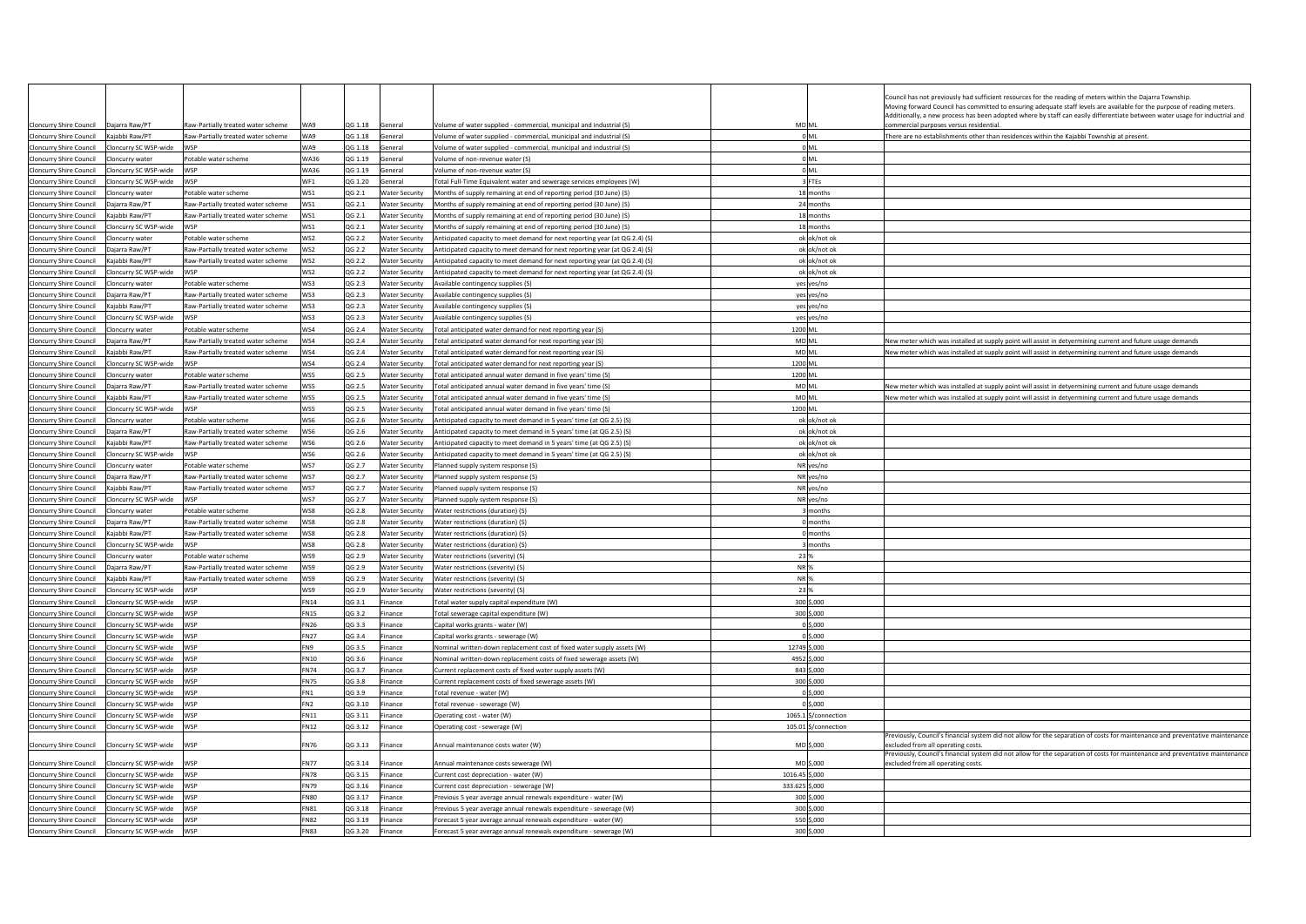| | | | | | | | | | |
|---|---|---|---|---|---|---|---|---|---|
| Cloncurry Shire Council | Dajarra Raw/PT | Raw-Partially treated water scheme | WA9 | QG 1.18 | General | Volume of water supplied - commercial, municipal and industrial (S) | MD | ML | Council has not previously had sufficient resources for the reading of meters within the Dajarra Township. Moving forward Council has committed to ensuring adequate staff levels are available for the purpose of reading meters. Additionally, a new process has been adopted where by staff can easily differentiate between water usage for industrial and commercial purposes versus residential. |
| Cloncurry Shire Council | Kajabbi Raw/PT | Raw-Partially treated water scheme | WA9 | QG 1.18 | General | Volume of water supplied - commercial, municipal and industrial (S) | 0 | ML | There are no establishments other than residences within the Kajabbi Township at present. |
| Cloncurry Shire Council | Cloncurry SC WSP-wide | WSP | WA9 | QG 1.18 | General | Volume of water supplied - commercial, municipal and industrial (S) | 0 | ML | |
| Cloncurry Shire Council | Cloncurry water | Potable water scheme | WA36 | QG 1.19 | General | Volume of non-revenue water (S) | 0 | ML | |
| Cloncurry Shire Council | Cloncurry SC WSP-wide | WSP | WA36 | QG 1.19 | General | Volume of non-revenue water (S) | 0 | ML | |
| Cloncurry Shire Council | Cloncurry SC WSP-wide | WSP | WF1 | QG 1.20 | General | Total Full-Time Equivalent water and sewerage services employees (W) | 3 | FTEs | |
| Cloncurry Shire Council | Cloncurry water | Potable water scheme | WS1 | QG 2.1 | Water Security | Months of supply remaining at end of reporting period (30 June) (S) | 18 | months | |
| Cloncurry Shire Council | Dajarra Raw/PT | Raw-Partially treated water scheme | WS1 | QG 2.1 | Water Security | Months of supply remaining at end of reporting period (30 June) (S) | 24 | months | |
| Cloncurry Shire Council | Kajabbi Raw/PT | Raw-Partially treated water scheme | WS1 | QG 2.1 | Water Security | Months of supply remaining at end of reporting period (30 June) (S) | 18 | months | |
| Cloncurry Shire Council | Cloncurry SC WSP-wide | WSP | WS1 | QG 2.1 | Water Security | Months of supply remaining at end of reporting period (30 June) (S) | 18 | months | |
| Cloncurry Shire Council | Cloncurry water | Potable water scheme | WS2 | QG 2.2 | Water Security | Anticipated capacity to meet demand for next reporting year (at QG 2.4) (S) | ok | ok/not ok | |
| Cloncurry Shire Council | Dajarra Raw/PT | Raw-Partially treated water scheme | WS2 | QG 2.2 | Water Security | Anticipated capacity to meet demand for next reporting year (at QG 2.4) (S) | ok | ok/not ok | |
| Cloncurry Shire Council | Kajabbi Raw/PT | Raw-Partially treated water scheme | WS2 | QG 2.2 | Water Security | Anticipated capacity to meet demand for next reporting year (at QG 2.4) (S) | ok | ok/not ok | |
| Cloncurry Shire Council | Cloncurry SC WSP-wide | WSP | WS2 | QG 2.2 | Water Security | Anticipated capacity to meet demand for next reporting year (at QG 2.4) (S) | ok | ok/not ok | |
| Cloncurry Shire Council | Cloncurry water | Potable water scheme | WS3 | QG 2.3 | Water Security | Available contingency supplies (S) | yes | yes/no | |
| Cloncurry Shire Council | Dajarra Raw/PT | Raw-Partially treated water scheme | WS3 | QG 2.3 | Water Security | Available contingency supplies (S) | yes | yes/no | |
| Cloncurry Shire Council | Kajabbi Raw/PT | Raw-Partially treated water scheme | WS3 | QG 2.3 | Water Security | Available contingency supplies (S) | yes | yes/no | |
| Cloncurry Shire Council | Cloncurry SC WSP-wide | WSP | WS3 | QG 2.3 | Water Security | Available contingency supplies (S) | yes | yes/no | |
| Cloncurry Shire Council | Cloncurry water | Potable water scheme | WS4 | QG 2.4 | Water Security | Total anticipated water demand for next reporting year (S) | 1200 | ML | |
| Cloncurry Shire Council | Dajarra Raw/PT | Raw-Partially treated water scheme | WS4 | QG 2.4 | Water Security | Total anticipated water demand for next reporting year (S) | MD | ML | New meter which was installed at supply point will assist in detyermining current and future usage demands |
| Cloncurry Shire Council | Kajabbi Raw/PT | Raw-Partially treated water scheme | WS4 | QG 2.4 | Water Security | Total anticipated water demand for next reporting year (S) | MD | ML | New meter which was installed at supply point will assist in detyermining current and future usage demands |
| Cloncurry Shire Council | Cloncurry SC WSP-wide | WSP | WS4 | QG 2.4 | Water Security | Total anticipated water demand for next reporting year (S) | 1200 | ML | |
| Cloncurry Shire Council | Cloncurry water | Potable water scheme | WS5 | QG 2.5 | Water Security | Total anticipated annual water demand in five years' time (S) | 1200 | ML | |
| Cloncurry Shire Council | Dajarra Raw/PT | Raw-Partially treated water scheme | WS5 | QG 2.5 | Water Security | Total anticipated annual water demand in five years' time (S) | MD | ML | New meter which was installed at supply point will assist in detyermining current and future usage demands |
| Cloncurry Shire Council | Kajabbi Raw/PT | Raw-Partially treated water scheme | WS5 | QG 2.5 | Water Security | Total anticipated annual water demand in five years' time (S) | MD | ML | New meter which was installed at supply point will assist in detyermining current and future usage demands |
| Cloncurry Shire Council | Cloncurry SC WSP-wide | WSP | WS5 | QG 2.5 | Water Security | Total anticipated annual water demand in five years' time (S) | 1200 | ML | |
| Cloncurry Shire Council | Cloncurry water | Potable water scheme | WS6 | QG 2.6 | Water Security | Anticipated capacity to meet demand in 5 years' time (at QG 2.5) (S) | ok | ok/not ok | |
| Cloncurry Shire Council | Dajarra Raw/PT | Raw-Partially treated water scheme | WS6 | QG 2.6 | Water Security | Anticipated capacity to meet demand in 5 years' time (at QG 2.5) (S) | ok | ok/not ok | |
| Cloncurry Shire Council | Kajabbi Raw/PT | Raw-Partially treated water scheme | WS6 | QG 2.6 | Water Security | Anticipated capacity to meet demand in 5 years' time (at QG 2.5) (S) | ok | ok/not ok | |
| Cloncurry Shire Council | Cloncurry SC WSP-wide | WSP | WS6 | QG 2.6 | Water Security | Anticipated capacity to meet demand in 5 years' time (at QG 2.5) (S) | ok | ok/not ok | |
| Cloncurry Shire Council | Cloncurry water | Potable water scheme | WS7 | QG 2.7 | Water Security | Planned supply system response (S) | NR | yes/no | |
| Cloncurry Shire Council | Dajarra Raw/PT | Raw-Partially treated water scheme | WS7 | QG 2.7 | Water Security | Planned supply system response (S) | NR | yes/no | |
| Cloncurry Shire Council | Kajabbi Raw/PT | Raw-Partially treated water scheme | WS7 | QG 2.7 | Water Security | Planned supply system response (S) | NR | yes/no | |
| Cloncurry Shire Council | Cloncurry SC WSP-wide | WSP | WS7 | QG 2.7 | Water Security | Planned supply system response (S) | NR | yes/no | |
| Cloncurry Shire Council | Cloncurry water | Potable water scheme | WS8 | QG 2.8 | Water Security | Water restrictions (duration) (S) | 3 | months | |
| Cloncurry Shire Council | Dajarra Raw/PT | Raw-Partially treated water scheme | WS8 | QG 2.8 | Water Security | Water restrictions (duration) (S) | 0 | months | |
| Cloncurry Shire Council | Kajabbi Raw/PT | Raw-Partially treated water scheme | WS8 | QG 2.8 | Water Security | Water restrictions (duration) (S) | 0 | months | |
| Cloncurry Shire Council | Cloncurry SC WSP-wide | WSP | WS8 | QG 2.8 | Water Security | Water restrictions (duration) (S) | 3 | months | |
| Cloncurry Shire Council | Cloncurry water | Potable water scheme | WS9 | QG 2.9 | Water Security | Water restrictions (severity) (S) | 23 | % | |
| Cloncurry Shire Council | Dajarra Raw/PT | Raw-Partially treated water scheme | WS9 | QG 2.9 | Water Security | Water restrictions (severity) (S) | NR | % | |
| Cloncurry Shire Council | Kajabbi Raw/PT | Raw-Partially treated water scheme | WS9 | QG 2.9 | Water Security | Water restrictions (severity) (S) | NR | % | |
| Cloncurry Shire Council | Cloncurry SC WSP-wide | WSP | WS9 | QG 2.9 | Water Security | Water restrictions (severity) (S) | 23 | % | |
| Cloncurry Shire Council | Cloncurry SC WSP-wide | WSP | FN14 | QG 3.1 | Finance | Total water supply capital expenditure (W) | 300 | $,000 | |
| Cloncurry Shire Council | Cloncurry SC WSP-wide | WSP | FN15 | QG 3.2 | Finance | Total sewerage capital expenditure (W) | 300 | $,000 | |
| Cloncurry Shire Council | Cloncurry SC WSP-wide | WSP | FN26 | QG 3.3 | Finance | Capital works grants - water (W) | 0 | $,000 | |
| Cloncurry Shire Council | Cloncurry SC WSP-wide | WSP | FN27 | QG 3.4 | Finance | Capital works grants - sewerage (W) | 0 | $,000 | |
| Cloncurry Shire Council | Cloncurry SC WSP-wide | WSP | FN9 | QG 3.5 | Finance | Nominal written-down replacement cost of fixed water supply assets (W) | 12749 | $,000 | |
| Cloncurry Shire Council | Cloncurry SC WSP-wide | WSP | FN10 | QG 3.6 | Finance | Nominal written-down replacement costs of fixed sewerage assets (W) | 4952 | $,000 | |
| Cloncurry Shire Council | Cloncurry SC WSP-wide | WSP | FN74 | QG 3.7 | Finance | Current replacement costs of fixed water supply assets (W) | 843 | $,000 | |
| Cloncurry Shire Council | Cloncurry SC WSP-wide | WSP | FN75 | QG 3.8 | Finance | Current replacement costs of fixed sewerage assets (W) | 300 | $,000 | |
| Cloncurry Shire Council | Cloncurry SC WSP-wide | WSP | FN1 | QG 3.9 | Finance | Total revenue - water (W) | 0 | $,000 | |
| Cloncurry Shire Council | Cloncurry SC WSP-wide | WSP | FN2 | QG 3.10 | Finance | Total revenue - sewerage (W) | 0 | $,000 | |
| Cloncurry Shire Council | Cloncurry SC WSP-wide | WSP | FN11 | QG 3.11 | Finance | Operating cost - water (W) | 1065.1 | $/connection | |
| Cloncurry Shire Council | Cloncurry SC WSP-wide | WSP | FN12 | QG 3.12 | Finance | Operating cost - sewerage (W) | 105.01 | $/connection | |
| Cloncurry Shire Council | Cloncurry SC WSP-wide | WSP | FN76 | QG 3.13 | Finance | Annual maintenance costs water (W) | MD | $,000 | Previously, Council's financial system did not allow for the separation of costs for maintenance and preventative maintenance excluded from all operating costs. |
| Cloncurry Shire Council | Cloncurry SC WSP-wide | WSP | FN77 | QG 3.14 | Finance | Annual maintenance costs sewerage (W) | MD | $,000 | Previously, Council's financial system did not allow for the separation of costs for maintenance and preventative maintenance excluded from all operating costs. |
| Cloncurry Shire Council | Cloncurry SC WSP-wide | WSP | FN78 | QG 3.15 | Finance | Current cost depreciation - water (W) | 1016.45 | $,000 | |
| Cloncurry Shire Council | Cloncurry SC WSP-wide | WSP | FN79 | QG 3.16 | Finance | Current cost depreciation - sewerage (W) | 333.625 | $,000 | |
| Cloncurry Shire Council | Cloncurry SC WSP-wide | WSP | FN80 | QG 3.17 | Finance | Previous 5 year average annual renewals expenditure - water (W) | 300 | $,000 | |
| Cloncurry Shire Council | Cloncurry SC WSP-wide | WSP | FN81 | QG 3.18 | Finance | Previous 5 year average annual renewals expenditure - sewerage (W) | 300 | $,000 | |
| Cloncurry Shire Council | Cloncurry SC WSP-wide | WSP | FN82 | QG 3.19 | Finance | Forecast 5 year average annual renewals expenditure - water (W) | 550 | $,000 | |
| Cloncurry Shire Council | Cloncurry SC WSP-wide | WSP | FN83 | QG 3.20 | Finance | Forecast 5 year average annual renewals expenditure - sewerage (W) | 300 | $,000 | |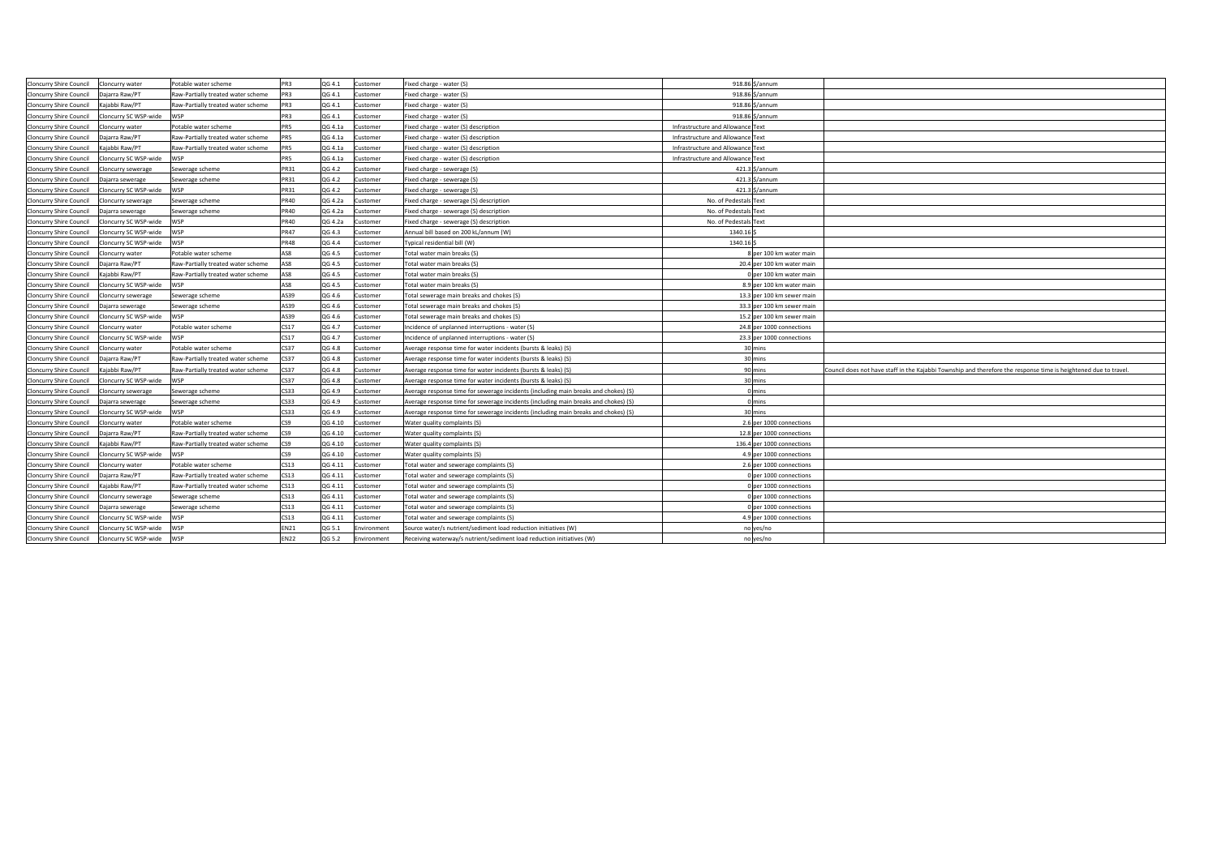| | | | | | | | | | |
|---|---|---|---|---|---|---|---|---|---|
| Cloncurry Shire Council | Cloncurry water | Potable water scheme | PR3 | QG 4.1 | Customer | Fixed charge - water (S) | 918.86 | $/annum | |
| Cloncurry Shire Council | Dajarra Raw/PT | Raw-Partially treated water scheme | PR3 | QG 4.1 | Customer | Fixed charge - water (S) | 918.86 | $/annum | |
| Cloncurry Shire Council | Kajabbi Raw/PT | Raw-Partially treated water scheme | PR3 | QG 4.1 | Customer | Fixed charge - water (S) | 918.86 | $/annum | |
| Cloncurry Shire Council | Cloncurry SC WSP-wide | WSP | PR3 | QG 4.1 | Customer | Fixed charge - water (S) | 918.86 | $/annum | |
| Cloncurry Shire Council | Cloncurry water | Potable water scheme | PR5 | QG 4.1a | Customer | Fixed charge - water (S) description | Infrastructure and Allowance | Text | |
| Cloncurry Shire Council | Dajarra Raw/PT | Raw-Partially treated water scheme | PR5 | QG 4.1a | Customer | Fixed charge - water (S) description | Infrastructure and Allowance | Text | |
| Cloncurry Shire Council | Kajabbi Raw/PT | Raw-Partially treated water scheme | PR5 | QG 4.1a | Customer | Fixed charge - water (S) description | Infrastructure and Allowance | Text | |
| Cloncurry Shire Council | Cloncurry SC WSP-wide | WSP | PR5 | QG 4.1a | Customer | Fixed charge - water (S) description | Infrastructure and Allowance | Text | |
| Cloncurry Shire Council | Cloncurry sewerage | Sewerage scheme | PR31 | QG 4.2 | Customer | Fixed charge - sewerage (S) | 421.3 | $/annum | |
| Cloncurry Shire Council | Dajarra sewerage | Sewerage scheme | PR31 | QG 4.2 | Customer | Fixed charge - sewerage (S) | 421.3 | $/annum | |
| Cloncurry Shire Council | Cloncurry SC WSP-wide | WSP | PR31 | QG 4.2 | Customer | Fixed charge - sewerage (S) | 421.3 | $/annum | |
| Cloncurry Shire Council | Cloncurry sewerage | Sewerage scheme | PR40 | QG 4.2a | Customer | Fixed charge - sewerage (S) description | No. of Pedestals | Text | |
| Cloncurry Shire Council | Dajarra sewerage | Sewerage scheme | PR40 | QG 4.2a | Customer | Fixed charge - sewerage (S) description | No. of Pedestals | Text | |
| Cloncurry Shire Council | Cloncurry SC WSP-wide | WSP | PR40 | QG 4.2a | Customer | Fixed charge - sewerage (S) description | No. of Pedestals | Text | |
| Cloncurry Shire Council | Cloncurry SC WSP-wide | WSP | PR47 | QG 4.3 | Customer | Annual bill based on 200 kL/annum (W) | 1340.16 | $ | |
| Cloncurry Shire Council | Cloncurry SC WSP-wide | WSP | PR48 | QG 4.4 | Customer | Typical residential bill (W) | 1340.16 | $ | |
| Cloncurry Shire Council | Cloncurry water | Potable water scheme | AS8 | QG 4.5 | Customer | Total water main breaks (S) | 8 | per 100 km water main | |
| Cloncurry Shire Council | Dajarra Raw/PT | Raw-Partially treated water scheme | AS8 | QG 4.5 | Customer | Total water main breaks (S) | 20.4 | per 100 km water main | |
| Cloncurry Shire Council | Kajabbi Raw/PT | Raw-Partially treated water scheme | AS8 | QG 4.5 | Customer | Total water main breaks (S) | 0 | per 100 km water main | |
| Cloncurry Shire Council | Cloncurry SC WSP-wide | WSP | AS8 | QG 4.5 | Customer | Total water main breaks (S) | 8.9 | per 100 km water main | |
| Cloncurry Shire Council | Cloncurry sewerage | Sewerage scheme | AS39 | QG 4.6 | Customer | Total sewerage main breaks and chokes (S) | 13.3 | per 100 km sewer main | |
| Cloncurry Shire Council | Dajarra sewerage | Sewerage scheme | AS39 | QG 4.6 | Customer | Total sewerage main breaks and chokes (S) | 33.3 | per 100 km sewer main | |
| Cloncurry Shire Council | Cloncurry SC WSP-wide | WSP | AS39 | QG 4.6 | Customer | Total sewerage main breaks and chokes (S) | 15.2 | per 100 km sewer main | |
| Cloncurry Shire Council | Cloncurry water | Potable water scheme | CS17 | QG 4.7 | Customer | Incidence of unplanned interruptions - water (S) | 24.8 | per 1000 connections | |
| Cloncurry Shire Council | Cloncurry SC WSP-wide | WSP | CS17 | QG 4.7 | Customer | Incidence of unplanned interruptions - water (S) | 23.3 | per 1000 connections | |
| Cloncurry Shire Council | Cloncurry water | Potable water scheme | CS37 | QG 4.8 | Customer | Average response time for water incidents (bursts & leaks) (S) | 30 | mins | |
| Cloncurry Shire Council | Dajarra Raw/PT | Raw-Partially treated water scheme | CS37 | QG 4.8 | Customer | Average response time for water incidents (bursts & leaks) (S) | 30 | mins | |
| Cloncurry Shire Council | Kajabbi Raw/PT | Raw-Partially treated water scheme | CS37 | QG 4.8 | Customer | Average response time for water incidents (bursts & leaks) (S) | 90 | mins | Council does not have staff in the Kajabbi Township and therefore the response time is heightened due to travel. |
| Cloncurry Shire Council | Cloncurry SC WSP-wide | WSP | CS37 | QG 4.8 | Customer | Average response time for water incidents (bursts & leaks) (S) | 30 | mins | |
| Cloncurry Shire Council | Cloncurry sewerage | Sewerage scheme | CS33 | QG 4.9 | Customer | Average response time for sewerage incidents (including main breaks and chokes) (S) | 0 | mins | |
| Cloncurry Shire Council | Dajarra sewerage | Sewerage scheme | CS33 | QG 4.9 | Customer | Average response time for sewerage incidents (including main breaks and chokes) (S) | 0 | mins | |
| Cloncurry Shire Council | Cloncurry SC WSP-wide | WSP | CS33 | QG 4.9 | Customer | Average response time for sewerage incidents (including main breaks and chokes) (S) | 30 | mins | |
| Cloncurry Shire Council | Cloncurry water | Potable water scheme | CS9 | QG 4.10 | Customer | Water quality complaints (S) | 2.6 | per 1000 connections | |
| Cloncurry Shire Council | Dajarra Raw/PT | Raw-Partially treated water scheme | CS9 | QG 4.10 | Customer | Water quality complaints (S) | 12.8 | per 1000 connections | |
| Cloncurry Shire Council | Kajabbi Raw/PT | Raw-Partially treated water scheme | CS9 | QG 4.10 | Customer | Water quality complaints (S) | 136.4 | per 1000 connections | |
| Cloncurry Shire Council | Cloncurry SC WSP-wide | WSP | CS9 | QG 4.10 | Customer | Water quality complaints (S) | 4.9 | per 1000 connections | |
| Cloncurry Shire Council | Cloncurry water | Potable water scheme | CS13 | QG 4.11 | Customer | Total water and sewerage complaints (S) | 2.6 | per 1000 connections | |
| Cloncurry Shire Council | Dajarra Raw/PT | Raw-Partially treated water scheme | CS13 | QG 4.11 | Customer | Total water and sewerage complaints (S) | 0 | per 1000 connections | |
| Cloncurry Shire Council | Kajabbi Raw/PT | Raw-Partially treated water scheme | CS13 | QG 4.11 | Customer | Total water and sewerage complaints (S) | 0 | per 1000 connections | |
| Cloncurry Shire Council | Cloncurry sewerage | Sewerage scheme | CS13 | QG 4.11 | Customer | Total water and sewerage complaints (S) | 0 | per 1000 connections | |
| Cloncurry Shire Council | Dajarra sewerage | Sewerage scheme | CS13 | QG 4.11 | Customer | Total water and sewerage complaints (S) | 0 | per 1000 connections | |
| Cloncurry Shire Council | Cloncurry SC WSP-wide | WSP | CS13 | QG 4.11 | Customer | Total water and sewerage complaints (S) | 4.9 | per 1000 connections | |
| Cloncurry Shire Council | Cloncurry SC WSP-wide | WSP | EN21 | QG 5.1 | Environment | Source water/s nutrient/sediment load reduction initiatives (W) | no | yes/no | |
| Cloncurry Shire Council | Cloncurry SC WSP-wide | WSP | EN22 | QG 5.2 | Environment | Receiving waterway/s nutrient/sediment load reduction initiatives (W) | no | yes/no | |